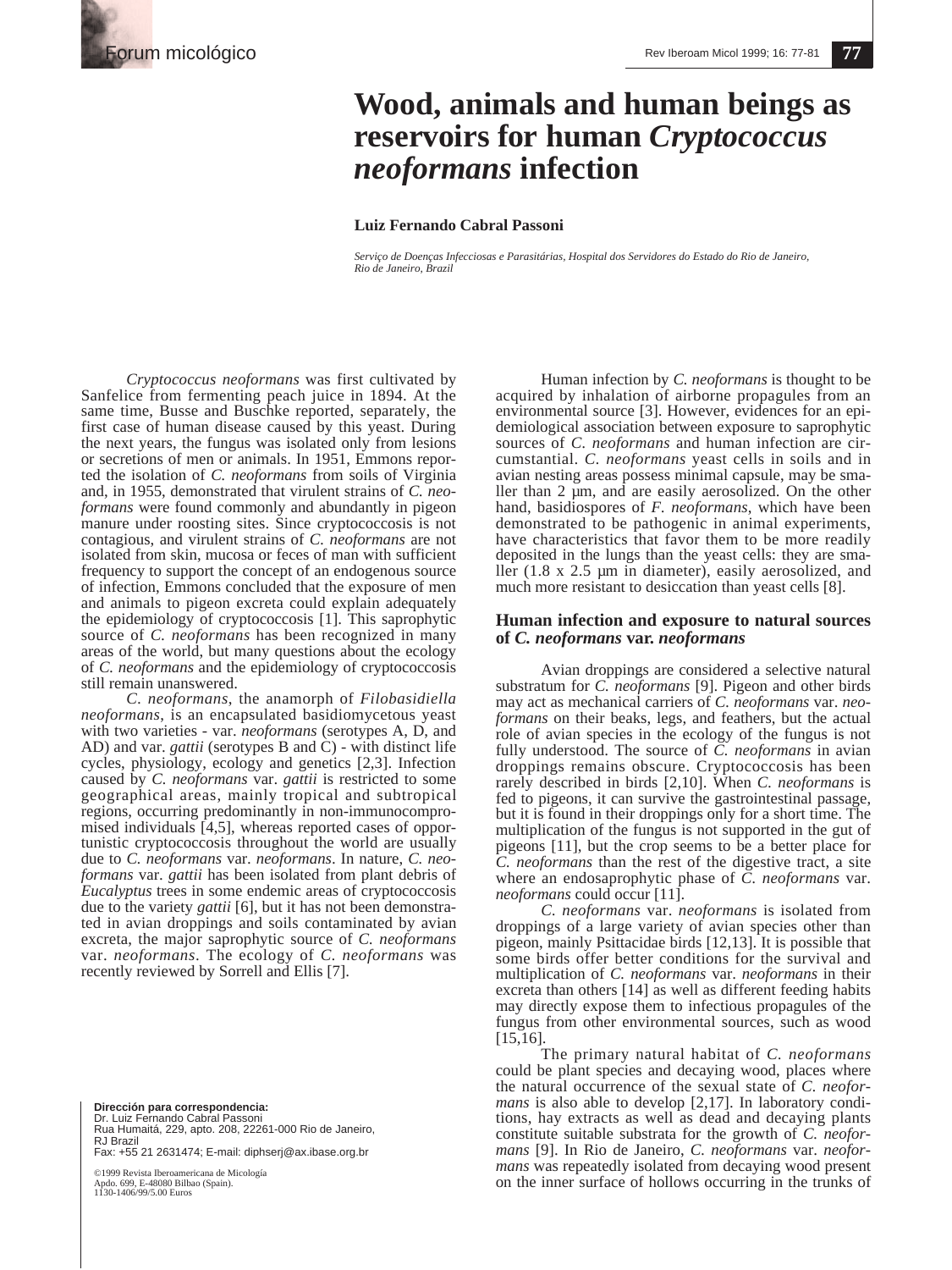Forum micológico

# Wood, animals and human beings as reservoirs for human *Cryptococcus neoformans* infection

**Luiz Fernando Cabral Passoni**

*Serviço de Doenças Infecciosas e Parasitárias, Hospital dos Servidores do Estado do Rio de Janeiro, Rio de Janeiro, Brazil*

*Cryptococcus neoformans* was first cultivated by Sanfelice from fermenting peach juice in 1894. At the same time, Busse and Buschke reported, separately, the first case of human disease caused by this yeast. During the next years, the fungus was isolated only from lesions or secretions of men or animals. In 1951, Emmons reported the isolation of *C. neoformans* from soils of Virginia and, in 1955, demonstrated that virulent strains of *C. neoformans* were found commonly and abundantly in pigeon manure under roosting sites. Since cryptococcosis is not contagious, and virulent strains of *C. neoformans* are not isolated from skin, mucosa or feces of man with sufficient frequency to support the concept of an endogenous source of infection, Emmons concluded that the exposure of men and animals to pigeon excreta could explain adequately the epidemiology of cryptococcosis [1]. This saprophytic source of *C. neoformans* has been recognized in many areas of the world, but many questions about the ecology of *C. neoformans* and the epidemiology of cryptococcosis still remain unanswered.

*C. neoformans*, the anamorph of *Filobasidiella neoformans*, is an encapsulated basidiomycetous yeast with two varieties - var. *neoformans* (serotypes A, D, and AD) and var. *gattii* (serotypes B and C) - with distinct life cycles, physiology, ecology and genetics [2,3]. Infection caused by *C. neoformans* var. *gattii* is restricted to some geographical areas, mainly tropical and subtropical regions, occurring predominantly in non-immunocompromised individuals [4,5], whereas reported cases of opportunistic cryptococcosis throughout the world are usually due to *C. neoformans* var. *neoformans*. In nature, *C. neoformans* var. *gattii* has been isolated from plant debris of *Eucalyptus* trees in some endemic areas of cryptococcosis due to the variety *gattii* [6], but it has not been demonstrated in avian droppings and soils contaminated by avian excreta, the major saprophytic source of *C. neoformans* var. *neoformans*. The ecology of *C. neoformans* was recently reviewed by Sorrell and Ellis [7].

Human infection by *C. neoformans* is thought to be acquired by inhalation of airborne propagules from an environmental source [3]. However, evidences for an epidemiological association between exposure to saprophytic sources of *C. neoformans* and human infection are circumstantial. *C. neoformans* yeast cells in soils and in avian nesting areas possess minimal capsule, may be smaller than 2 µm, and are easily aerosolized. On the other hand, basidiospores of *F. neoformans*, which have been demonstrated to be pathogenic in animal experiments, have characteristics that favor them to be more readily deposited in the lungs than the yeast cells: they are smaller (1.8 x 2.5 µm in diameter), easily aerosolized, and much more resistant to desiccation than yeast cells [8].

## Human infection and exposure to natural sources of *C. neoformans* var. *neoformans*

Avian droppings are considered a selective natural substratum for *C. neoformans* [9]. Pigeon and other birds may act as mechanical carriers of *C. neoformans* var. *neoformans* on their beaks, legs, and feathers, but the actual role of avian species in the ecology of the fungus is not fully understood. The source of *C. neoformans* in avian droppings remains obscure. Cryptococcosis has been rarely described in birds [2,10]. When *C. neoformans* is fed to pigeons, it can survive the gastrointestinal passage, but it is found in their droppings only for a short time. The multiplication of the fungus is not supported in the gut of pigeons [11], but the crop seems to be a better place for *C. neoformans* than the rest of the digestive tract, a site where an endosaprophytic phase of *C. neoformans* var. *neoformans* could occur [11].

*C. neoformans* var. *neoformans* is isolated from droppings of a large variety of avian species other than pigeon, mainly Psittacidae birds [12,13]. It is possible that some birds offer better conditions for the survival and multiplication of *C. neoformans* var. *neoformans* in their excreta than others [14] as well as different feeding habits may directly expose them to infectious propagules of the fungus from other environmental sources, such as wood [15,16].

The primary natural habitat of *C. neoformans* could be plant species and decaying wood, places where the natural occurrence of the sexual state of *C. neoformans* is also able to develop [2,17]. In laboratory conditions, hay extracts as well as dead and decaying plants constitute suitable substrata for the growth of *C. neoformans* [9]. In Rio de Janeiro, *C. neoformans* var. *neoformans* was repeatedly isolated from decaying wood present on the inner surface of hollows occurring in the trunks of

**Dirección para correspondencia:**
Dr. Luiz Fernando Cabral Passoni
Rua Humaitá, 229, apto. 208, 22261-000 Rio de Janeiro, RJ Brazil
Fax: +55 21 2631474; E-mail: diphserj@ax.ibase.org.br

©1999 Revista Iberoamericana de Micología
Apdo. 699, E-48080 Bilbao (Spain).
1130-1406/99/5.00 Euros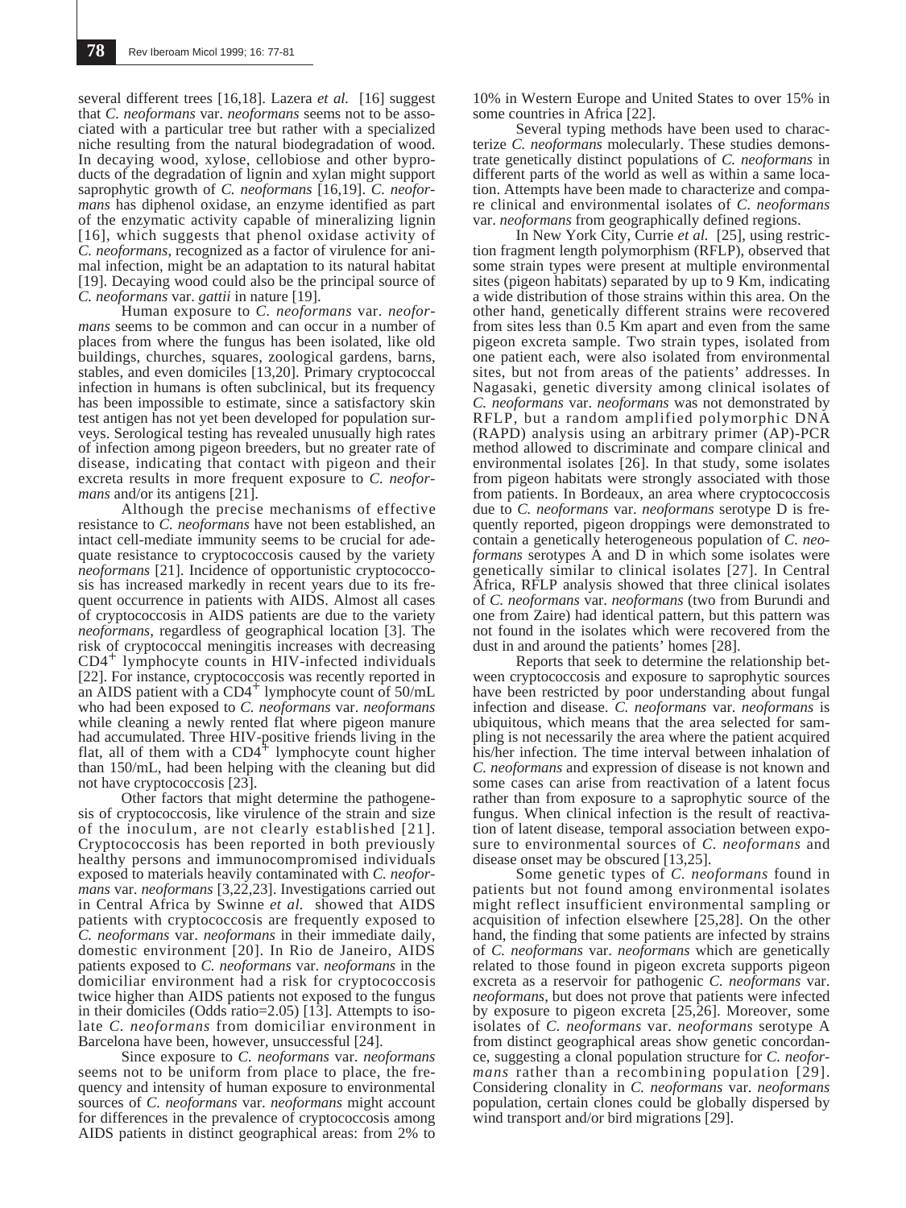several different trees [16,18]. Lazera *et al.* [16] suggest that *C. neoformans* var. *neoformans* seems not to be associated with a particular tree but rather with a specialized niche resulting from the natural biodegradation of wood. In decaying wood, xylose, cellobiose and other byproducts of the degradation of lignin and xylan might support saprophytic growth of *C. neoformans* [16,19]. *C. neoformans* has diphenol oxidase, an enzyme identified as part of the enzymatic activity capable of mineralizing lignin [16], which suggests that phenol oxidase activity of *C. neoformans*, recognized as a factor of virulence for animal infection, might be an adaptation to its natural habitat [19]. Decaying wood could also be the principal source of *C. neoformans* var. *gattii* in nature [19].

Human exposure to *C. neoformans* var. *neoformans* seems to be common and can occur in a number of places from where the fungus has been isolated, like old buildings, churches, squares, zoological gardens, barns, stables, and even domiciles [13,20]. Primary cryptococcal infection in humans is often subclinical, but its frequency has been impossible to estimate, since a satisfactory skin test antigen has not yet been developed for population surveys. Serological testing has revealed unusually high rates of infection among pigeon breeders, but no greater rate of disease, indicating that contact with pigeon and their excreta results in more frequent exposure to *C. neoformans* and/or its antigens [21].

Although the precise mechanisms of effective resistance to *C. neoformans* have not been established, an intact cell-mediate immunity seems to be crucial for adequate resistance to cryptococcosis caused by the variety *neoformans* [21]. Incidence of opportunistic cryptococcosis has increased markedly in recent years due to its frequent occurrence in patients with AIDS. Almost all cases of cryptococcosis in AIDS patients are due to the variety *neoformans*, regardless of geographical location [3]. The risk of cryptococcal meningitis increases with decreasing $CD4^+$ lymphocyte counts in HIV-infected individuals [22]. For instance, cryptococcosis was recently reported in an AIDS patient with a $CD4^+$ lymphocyte count of 50/mL who had been exposed to *C. neoformans* var. *neoformans* while cleaning a newly rented flat where pigeon manure had accumulated. Three HIV-positive friends living in the flat, all of them with a $CD4^+$ lymphocyte count higher than 150/mL, had been helping with the cleaning but did not have cryptococcosis [23].

Other factors that might determine the pathogenesis of cryptococcosis, like virulence of the strain and size of the inoculum, are not clearly established [21]. Cryptococcosis has been reported in both previously healthy persons and immunocompromised individuals exposed to materials heavily contaminated with *C. neoformans* var. *neoformans* [3,22,23]. Investigations carried out in Central Africa by Swinne *et al.* showed that AIDS patients with cryptococcosis are frequently exposed to *C. neoformans* var. *neoformans* in their immediate daily, domestic environment [20]. In Rio de Janeiro, AIDS patients exposed to *C. neoformans* var. *neoformans* in the domiciliar environment had a risk for cryptococcosis twice higher than AIDS patients not exposed to the fungus in their domiciles (Odds ratio=2.05) [13]. Attempts to isolate *C. neoformans* from domiciliar environment in Barcelona have been, however, unsuccessful [24].

Since exposure to *C. neoformans* var. *neoformans* seems not to be uniform from place to place, the frequency and intensity of human exposure to environmental sources of *C. neoformans* var. *neoformans* might account for differences in the prevalence of cryptococcosis among AIDS patients in distinct geographical areas: from 2% to 10% in Western Europe and United States to over 15% in some countries in Africa [22].

Several typing methods have been used to characterize *C. neoformans* molecularly. These studies demonstrate genetically distinct populations of *C. neoformans* in different parts of the world as well as within a same location. Attempts have been made to characterize and compare clinical and environmental isolates of *C. neoformans* var. *neoformans* from geographically defined regions.

In New York City, Currie *et al.* [25], using restriction fragment length polymorphism (RFLP), observed that some strain types were present at multiple environmental sites (pigeon habitats) separated by up to 9 Km, indicating a wide distribution of those strains within this area. On the other hand, genetically different strains were recovered from sites less than 0.5 Km apart and even from the same pigeon excreta sample. Two strain types, isolated from one patient each, were also isolated from environmental sites, but not from areas of the patients' addresses. In Nagasaki, genetic diversity among clinical isolates of *C. neoformans* var. *neoformans* was not demonstrated by RFLP, but a random amplified polymorphic DNA (RAPD) analysis using an arbitrary primer (AP)-PCR method allowed to discriminate and compare clinical and environmental isolates [26]. In that study, some isolates from pigeon habitats were strongly associated with those from patients. In Bordeaux, an area where cryptococcosis due to *C. neoformans* var. *neoformans* serotype D is frequently reported, pigeon droppings were demonstrated to contain a genetically heterogeneous population of *C. neoformans* serotypes A and D in which some isolates were genetically similar to clinical isolates [27]. In Central Africa, RFLP analysis showed that three clinical isolates of *C. neoformans* var. *neoformans* (two from Burundi and one from Zaire) had identical pattern, but this pattern was not found in the isolates which were recovered from the dust in and around the patients' homes [28].

Reports that seek to determine the relationship between cryptococcosis and exposure to saprophytic sources have been restricted by poor understanding about fungal infection and disease. *C. neoformans* var. *neoformans* is ubiquitous, which means that the area selected for sampling is not necessarily the area where the patient acquired his/her infection. The time interval between inhalation of *C. neoformans* and expression of disease is not known and some cases can arise from reactivation of a latent focus rather than from exposure to a saprophytic source of the fungus. When clinical infection is the result of reactivation of latent disease, temporal association between exposure to environmental sources of *C. neoformans* and disease onset may be obscured [13,25].

Some genetic types of *C. neoformans* found in patients but not found among environmental isolates might reflect insufficient environmental sampling or acquisition of infection elsewhere [25,28]. On the other hand, the finding that some patients are infected by strains of *C. neoformans* var. *neoformans* which are genetically related to those found in pigeon excreta supports pigeon excreta as a reservoir for pathogenic *C. neoformans* var. *neoformans*, but does not prove that patients were infected by exposure to pigeon excreta [25,26]. Moreover, some isolates of *C. neoformans* var. *neoformans* serotype A from distinct geographical areas show genetic concordance, suggesting a clonal population structure for *C. neoformans* rather than a recombining population [29]. Considering clonality in *C. neoformans* var. *neoformans* population, certain clones could be globally dispersed by wind transport and/or bird migrations [29].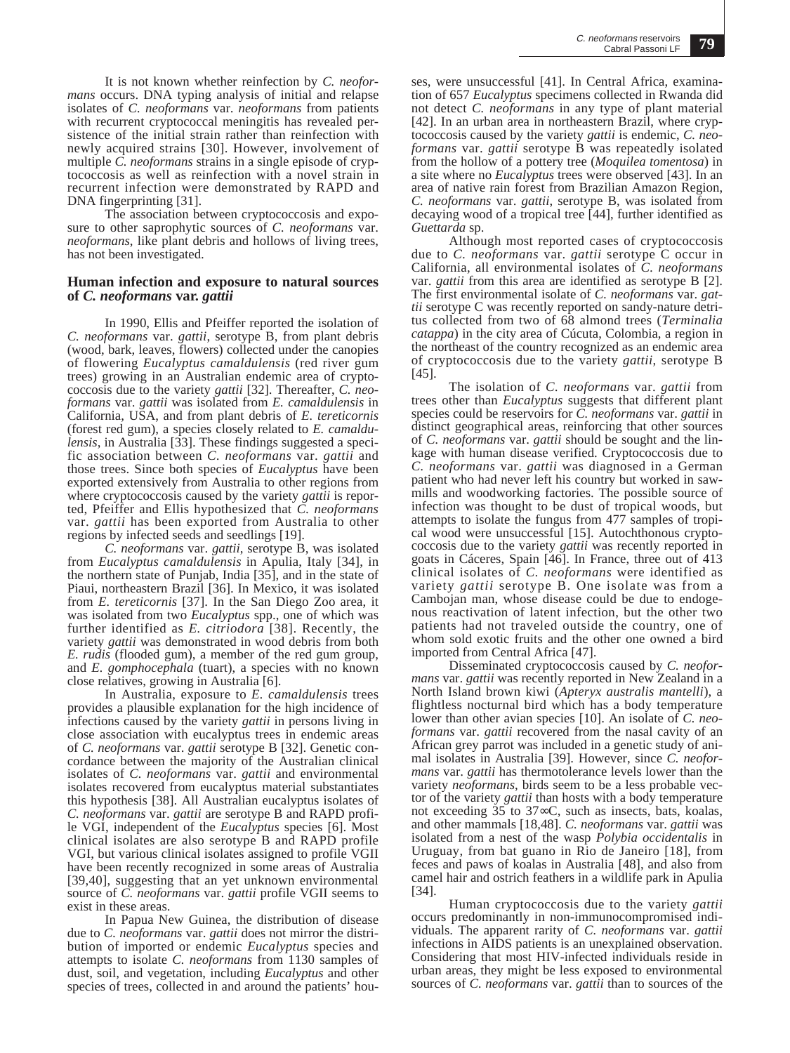It is not known whether reinfection by *C. neoformans* occurs. DNA typing analysis of initial and relapse isolates of *C. neoformans* var. *neoformans* from patients with recurrent cryptococcal meningitis has revealed persistence of the initial strain rather than reinfection with newly acquired strains [30]. However, involvement of multiple *C. neoformans* strains in a single episode of cryptococcosis as well as reinfection with a novel strain in recurrent infection were demonstrated by RAPD and DNA fingerprinting [31].

The association between cryptococcosis and exposure to other saprophytic sources of *C. neoformans* var. *neoformans*, like plant debris and hollows of living trees, has not been investigated.

## Human infection and exposure to natural sources of *C. neoformans* var. *gattii*

In 1990, Ellis and Pfeiffer reported the isolation of *C. neoformans* var. *gattii*, serotype B, from plant debris (wood, bark, leaves, flowers) collected under the canopies of flowering *Eucalyptus camaldulensis* (red river gum trees) growing in an Australian endemic area of cryptococcosis due to the variety *gattii* [32]. Thereafter, *C. neoformans* var. *gattii* was isolated from *E. camaldulensis* in California, USA, and from plant debris of *E. tereticornis* (forest red gum), a species closely related to *E. camaldulensis*, in Australia [33]. These findings suggested a specific association between *C. neoformans* var. *gattii* and those trees. Since both species of *Eucalyptus* have been exported extensively from Australia to other regions where cryptococcosis caused by the variety *gattii* is reported, Pfeiffer and Ellis hypothesized that *C. neoformans* var. *gattii* has been exported from Australia to other regions by infected seeds and seedlings [19].

*C. neoformans* var. *gattii*, serotype B, was isolated from *Eucalyptus camaldulensis* in Apulia, Italy [34], in the northern state of Punjab, India [35], and in the state of Piaui, northeastern Brazil [36]. In Mexico, it was isolated from *E. tereticornis* [37]. In the San Diego Zoo area, it was isolated from two *Eucalyptus* spp., one of which was further identified as *E. citriodora* [38]. Recently, the variety *gattii* was demonstrated in wood debris from both *E. rudis* (flooded gum), a member of the red gum group, and *E. gomphocephala* (tuart), a species with no known close relatives, growing in Australia [6].

In Australia, exposure to *E. camaldulensis* trees provides a plausible explanation for the high incidence of infections caused by the variety *gattii* in persons living in close association with eucalyptus trees in endemic areas of *C. neoformans* var. *gattii* serotype B [32]. Genetic concordance between the majority of the Australian clinical isolates of *C. neoformans* var. *gattii* and environmental isolates recovered from eucalyptus material substantiates this hypothesis [38]. All Australian eucalyptus isolates of *C. neoformans* var. *gattii* are serotype B and RAPD profile VGI, independent of the *Eucalyptus* species [6]. Most clinical isolates are also serotype B and RAPD profile VGI, but various clinical isolates assigned to profile VGII have been recently recognized in some areas of Australia [39,40], suggesting that an yet unknown environmental source of *C. neoformans* var. *gattii* profile VGII seems to exist in these areas.

In Papua New Guinea, the distribution of disease due to *C. neoformans* var. *gattii* does not mirror the distribution of imported or endemic *Eucalyptus* species and attempts to isolate *C. neoformans* from 1130 samples of dust, soil, and vegetation, including *Eucalyptus* and other species of trees, collected in and around the patients' houses, were unsuccessful [41]. In Central Africa, examination of 657 *Eucalyptus* specimens collected in Rwanda did not detect *C. neoformans* in any type of plant material [42]. In an urban area in northeastern Brazil, where cryptococcosis caused by the variety *gattii* is endemic, *C. neoformans* var. *gattii* serotype B was repeatedly isolated from the hollow of a pottery tree (*Moquilea tomentosa*) in a site where no *Eucalyptus* trees were observed [43]. In an area of native rain forest from Brazilian Amazon Region, *C. neoformans* var. *gattii*, serotype B, was isolated from decaying wood of a tropical tree [44], further identified as *Guettarda* sp.

Although most reported cases of cryptococcosis due to *C. neoformans* var. *gattii* serotype C occur in California, all environmental isolates of *C. neoformans* var. *gattii* from this area are identified as serotype B [2]. The first environmental isolate of *C. neoformans* var. *gattii* serotype C was recently reported on sandy-nature detritus collected from two of 68 almond trees (*Terminalia catappa*) in the city area of Cúcuta, Colombia, a region in the northeast of the country recognized as an endemic area of cryptococcosis due to the variety *gattii*, serotype B [45].

The isolation of *C. neoformans* var. *gattii* from trees other than *Eucalyptus* suggests that different plant species could be reservoirs for *C. neoformans* var. *gattii* in distinct geographical areas, reinforcing that other sources of *C. neoformans* var. *gattii* should be sought and the linkage with human disease verified. Cryptococcosis due to *C. neoformans* var. *gattii* was diagnosed in a German patient who had never left his country but worked in sawmills and woodworking factories. The possible source of infection was thought to be dust of tropical woods, but attempts to isolate the fungus from 477 samples of tropical wood were unsuccessful [15]. Autochthonous cryptococcosis due to the variety *gattii* was recently reported in goats in Cáceres, Spain [46]. In France, three out of 413 clinical isolates of *C. neoformans* were identified as variety *gattii* serotype B. One isolate was from a Cambojan man, whose disease could be due to endogenous reactivation of latent infection, but the other two patients had not traveled outside the country, one of whom sold exotic fruits and the other one owned a bird imported from Central Africa [47].

Disseminated cryptococcosis caused by *C. neoformans* var. *gattii* was recently reported in New Zealand in a North Island brown kiwi (*Apteryx australis mantelli*), a flightless nocturnal bird which has a body temperature lower than other avian species [10]. An isolate of *C. neoformans* var. *gattii* recovered from the nasal cavity of an African grey parrot was included in a genetic study of animal isolates in Australia [39]. However, since *C. neoformans* var. *gattii* has thermotolerance levels lower than the variety *neoformans*, birds seem to be a less probable vector of the variety *gattii* than hosts with a body temperature not exceeding 35 to 37∞C, such as insects, bats, koalas, and other mammals [18,48]. *C. neoformans* var. *gattii* was isolated from a nest of the wasp *Polybia occidentalis* in Uruguay, from bat guano in Rio de Janeiro [18], from feces and paws of koalas in Australia [48], and also from camel hair and ostrich feathers in a wildlife park in Apulia [34].

Human cryptococcosis due to the variety *gattii* occurs predominantly in non-immunocompromised individuals. The apparent rarity of *C. neoformans* var. *gattii* infections in AIDS patients is an unexplained observation. Considering that most HIV-infected individuals reside in urban areas, they might be less exposed to environmental sources of *C. neoformans* var. *gattii* than to sources of the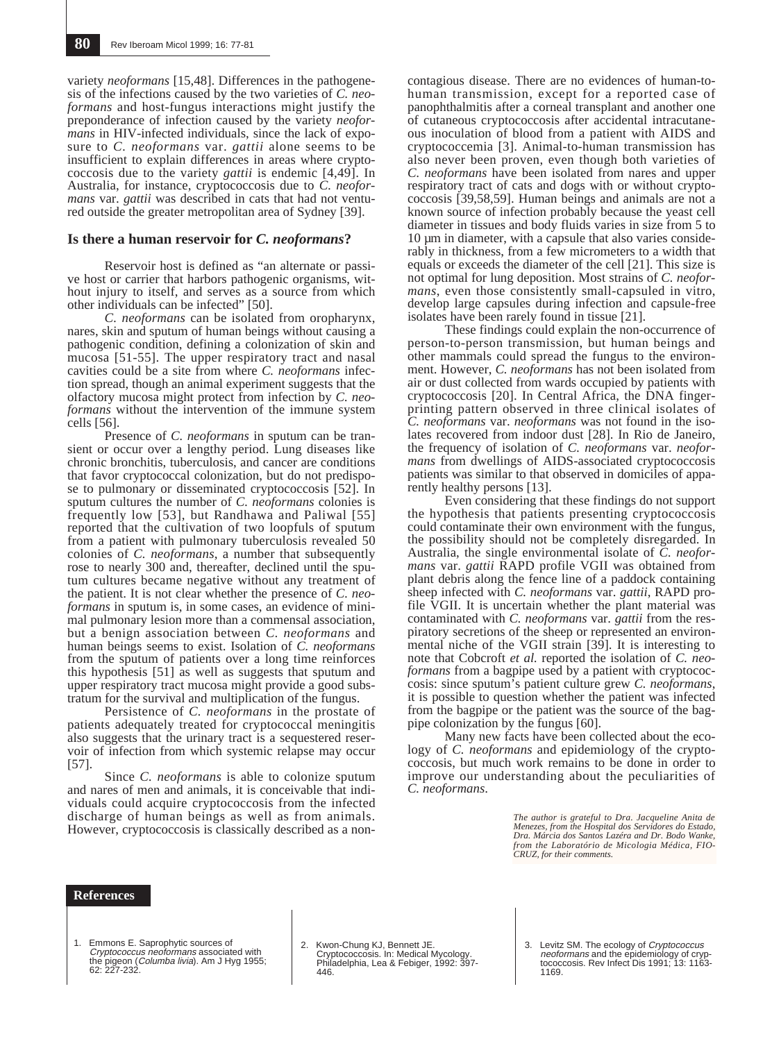variety *neoformans* [15,48]. Differences in the pathogenesis of the infections caused by the two varieties of *C. neoformans* and host-fungus interactions might justify the preponderance of infection caused by the variety *neoformans* in HIV-infected individuals, since the lack of exposure to *C. neoformans* var. *gattii* alone seems to be insufficient to explain differences in areas where cryptococcosis due to the variety *gattii* is endemic [4,49]. In Australia, for instance, cryptococcosis due to *C. neoformans* var. *gattii* was described in cats that had not ventured outside the greater metropolitan area of Sydney [39].

## Is there a human reservoir for *C. neoformans*?

Reservoir host is defined as "an alternate or passive host or carrier that harbors pathogenic organisms, without injury to itself, and serves as a source from which other individuals can be infected" [50].

*C. neoformans* can be isolated from oropharynx, nares, skin and sputum of human beings without causing a pathogenic condition, defining a colonization of skin and mucosa [51-55]. The upper respiratory tract and nasal cavities could be a site from where *C. neoformans* infection spread, though an animal experiment suggests that the olfactory mucosa might protect from infection by *C. neoformans* without the intervention of the immune system cells [56].

Presence of *C. neoformans* in sputum can be transient or occur over a lengthy period. Lung diseases like chronic bronchitis, tuberculosis, and cancer are conditions that favor cryptococcal colonization, but do not predispose to pulmonary or disseminated cryptococcosis [52]. In sputum cultures the number of *C. neoformans* colonies is frequently low [53], but Randhawa and Paliwal [55] reported that the cultivation of two loopfuls of sputum from a patient with pulmonary tuberculosis revealed 50 colonies of *C. neoformans*, a number that subsequently rose to nearly 300 and, thereafter, declined until the sputum cultures became negative without any treatment of the patient. It is not clear whether the presence of *C. neoformans* in sputum is, in some cases, an evidence of minimal pulmonary lesion more than a commensal association, but a benign association between *C. neoformans* and human beings seems to exist. Isolation of *C. neoformans* from the sputum of patients over a long time reinforces this hypothesis [51] as well as suggests that sputum and upper respiratory tract mucosa might provide a good substratum for the survival and multiplication of the fungus.

Persistence of *C. neoformans* in the prostate of patients adequately treated for cryptococcal meningitis also suggests that the urinary tract is a sequestered reservoir of infection from which systemic relapse may occur [57].

Since *C. neoformans* is able to colonize sputum and nares of men and animals, it is conceivable that individuals could acquire cryptococcosis from the infected discharge of human beings as well as from animals. However, cryptococcosis is classically described as a non-contagious disease. There are no evidences of human-to-human transmission, except for a reported case of panophthalmitis after a corneal transplant and another one of cutaneous cryptococcosis after accidental intracutaneous inoculation of blood from a patient with AIDS and cryptococcemia [3]. Animal-to-human transmission has also never been proven, even though both varieties of *C. neoformans* have been isolated from nares and upper respiratory tract of cats and dogs with or without cryptococcosis [39,58,59]. Human beings and animals are not a known source of infection probably because the yeast cell diameter in tissues and body fluids varies in size from 5 to 10 µm in diameter, with a capsule that also varies considerably in thickness, from a few micrometers to a width that equals or exceeds the diameter of the cell [21]. This size is not optimal for lung deposition. Most strains of *C. neoformans*, even those consistently small-capsuled in vitro, develop large capsules during infection and capsule-free isolates have been rarely found in tissue [21].

These findings could explain the non-occurrence of person-to-person transmission, but human beings and other mammals could spread the fungus to the environment. However, *C. neoformans* has not been isolated from air or dust collected from wards occupied by patients with cryptococcosis [20]. In Central Africa, the DNA fingerprinting pattern observed in three clinical isolates of *C. neoformans* var. *neoformans* was not found in the isolates recovered from indoor dust [28]. In Rio de Janeiro, the frequency of isolation of *C. neoformans* var. *neoformans* from dwellings of AIDS-associated cryptococcosis patients was similar to that observed in domiciles of apparently healthy persons [13].

Even considering that these findings do not support the hypothesis that patients presenting cryptococcosis could contaminate their own environment with the fungus, the possibility should not be completely disregarded. In Australia, the single environmental isolate of *C. neoformans* var. *gattii* RAPD profile VGII was obtained from plant debris along the fence line of a paddock containing sheep infected with *C. neoformans* var. *gattii*, RAPD profile VGII. It is uncertain whether the plant material was contaminated with *C. neoformans* var. *gattii* from the respiratory secretions of the sheep or represented an environmental niche of the VGII strain [39]. It is interesting to note that Cobcroft *et al.* reported the isolation of *C. neoformans* from a bagpipe used by a patient with cryptococcosis: since sputum's patient culture grew *C. neoformans*, it is possible to question whether the patient was infected from the bagpipe or the patient was the source of the bagpipe colonization by the fungus [60].

Many new facts have been collected about the ecology of *C. neoformans* and epidemiology of the cryptococcosis, but much work remains to be done in order to improve our understanding about the peculiarities of *C. neoformans*.

*The author is grateful to Dra. Jacqueline Anita de Menezes, from the Hospital dos Servidores do Estado, Dra. Márcia dos Santos Lazéra and Dr. Bodo Wanke, from the Laboratório de Micologia Médica, FIOCRUZ, for their comments.*

## References

1. Emmons E. Saprophytic sources of *Cryptococcus neoformans* associated with the pigeon (*Columba livia*). Am J Hyg 1955; 62: 227-232.
2. Kwon-Chung KJ, Bennett JE. Cryptococcosis. In: Medical Mycology. Philadelphia, Lea & Febiger, 1992: 397-446.
3. Levitz SM. The ecology of *Cryptococcus neoformans* and the epidemiology of cryptococcosis. Rev Infect Dis 1991; 13: 1163-1169.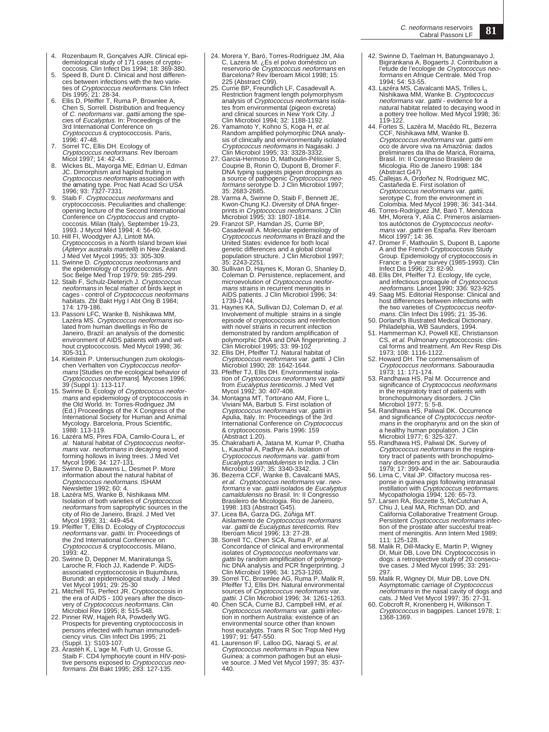4. Rozenbaum R, Gonçalves AJR. Clinical epidemiological study of 171 cases of cryptococcosis. Clin Infect Dis 1994; 18: 369-380.
5. Speed B, Dunt D. Clinical and host differences between infections with the two varieties of *Cryptococcus neoformans*. Clin Infect Dis 1995; 21: 28-34.
6. Ellis D, Pfeiffer T, Ruma P, Brownlee A, Chen S, Sorrell. Distribution and frequency of *C. neoformans* var. *gattii* among the species of *Eucalyptus*. In: Proceedings of the 3rd International Conference on *Cryptococcus* & cryptococcosis. Paris, 1996: 47-48.
7. Sorrel TC, Ellis DH. Ecology of *Cryptococcus neoformans*. Rev Iberoam Micol 1997; 14: 42-43.
8. Wickes BL, Mayorga ME, Edman U, Edman JC. Dimorphism and haploid fruiting in *Cryptococcus neoformans* association with the αmating type. Proc Natl Acad Sci USA 1996; 93: 7327-7331.
9. Staib F. *Cryptococcus neoformans* and cryptococcosis. Peculiarities and challenge: opening lecture of the Second International Conference on *Cryptococcus* and cryptococcosis. Milan (Italy), September 19-23, 1993. J Mycol Méd 1994; 4: 56-60.
10. Hill FI, Woodgyer AJ, Lintott MA. Cryptococcosis in a North Island brown kiwi (*Apteryx australis mantelli*) in New Zealand. J Med Vet Mycol 1995; 33: 305-309.
11. Swinne D. *Cryptococcus neoformans* and the epidemiology of cryptococcosis. Ann Soc Belge Med Trop 1979; 59: 285-299.
12. Staib F, Schulz-Dieterjch J. *Cryptococcus neoformans* in fecal matter of birds kept in cages - control of *Cryptococcus neoformans* habitats. Zbl Bakt Hyg I Abt Orig B 1984; 174: 179-186.
13. Passoni LFC, Wanke B, Nishikawa MM, Lazéra MS. *Cryptococcus neoformans* isolated from human dwellings in Rio de Janeiro, Brazil: an analysis of the domestic environment of AIDS patients with and without cryptococcosis. Med Mycol 1998; 36: 305-311.
14. Kielstein P. Untersuchungen zum okologischen Verhalten von *Cryptococcus neoformans* [Studies on the ecological behavior of *Cryptococcus neoformans*]. Mycoses 1996; 39 (Suppl 1): 113-117.
15. Swinne D. Ecology of *Cryptococcus neoformans* and epidemiology of cryptococcosis in the Old World. In: Torres-Rodriguez JM (Ed.) Proceedings of the X Congress of the International Society for Human and Animal Mycology. Barcelona, Prous Scientific, 1988: 113-119.
16. Lazéra MS, Pires FDA, Camilo-Coura L, *et al.* Natural habitat of *Cryptococcus neoformans* var. *neoformans* in decaying wood forming hollows in living trees. J Med Vet Mycol 1996; 34: 127-131.
17. Swinne D, Bauwens L, Desmet P. More information about the natural habitat of *Cryptococcus neoformans*. ISHAM Newsletter 1992; 60: 4.
18. Lazéra MS, Wanke B, Nishikawa MM. Isolation of both varieties of *Cryptococcus neoformans* from saprophytic sources in the city of Rio de Janeiro, Brazil. J Med Vet Mycol 1993; 31: 449-454.
19. Pfeiffer T, Ellis D. Ecology of *Cryptococcus neoformans* var. *gattii*. In: Proceedings of the 2nd International Conference on *Cryptococcus* & cryptococcosis. Milano, 1993: 42.
20. Swinne D, Deppner M, Maniratunga S, Laroche R, Floch JJ, Kadende P. AIDS-associated cryptococcosis in Bujumbura, Burundi: an epidemiological study. J Med Vet Mycol 1991; 29: 25-30
21. Mitchell TG, Perfect JR. Cryptococcosis in the era of AIDS - 100 years after the discovery of *Cryptococcus neoformans*. Clin Microbiol Rev 1995; 8: 515-548.
22. Pinner RW, Hajjeh RA, Powderly WG. Prospects for preventing cryptococcosis in persons infected with human immunodeficiency virus. Clin Infect Dis 1995; 21 (Suppl. 1): S103-107.
23. Arastéh K, L'age M, Futh U, Grosse G, Staib F. CD4 lymphocyte count in HIV-positive persons exposed to *Cryptococcus neoformans*. Zbl Bakt 1995; 283: 127-135.
24. Morera Y, Baró, Torres-Rodríguez JM, Alia C, Lazera M. ¿Es el polvo doméstico un reservorio de *Cryptococcus neoformans* en Barcelona? Rev Iberoam Micol 1998; 15: 225 (Abstract C99).
25. Currie BP, Freundlich LF, Casadevall A. Restriction fragment length polymorphysm analysis of *Cryptococcus neoformans* isolates from environmental (pigeon excreta) and clinical sources in New York City. J Clin Microbiol 1994; 32: 1188-1192.
26. Yamamoto Y, Kohno S, Koga H, *et al.* Random amplified polymorphic DNA analysis of clinically and environmentally isolated *Cryptococcus neoformans* in Nagasaki. J Clin Microbiol 1995; 33: 3328-3332.
27. Garcia-Hermoso D, Mathoulin-Pélissier S, Couprie B, Ronin O, Dupont B, Dromer F. DNA typing suggests pigeon droppings as a source of pathogenic *Cryptococcus neoformans* serotype D. J Clin Microbiol 1997; 35: 2683-2685.
28. Varma A, Swinne D, Staib F, Bennett JE, Kwon-Chung KJ. Diversity of DNA fingerprints in *Cryptococcus neoformans*. J Clin Microbiol 1995; 33: 1807-1814.
29. Franzot SP, Hamdan JS, Currie BP, Casadevall A. Molecular epidemiology of *Cryptococcus neoformans* in Brazil and the United States: evidence for both local genetic differences and a global clonal population structure. J Clin Microbiol 1997; 35: 2243-2251.
30. Sullivan D, Haynes K, Moran G, Shanley D, Coleman D. Persistence, replacement, and microevolution of *Cryptococcus neoformans* strains in recurrent meningitis in AIDS patients. J Clin Microbiol 1996; 34: 1739-1744.
31. Haynes KA, Sullivan DJ, Coleman D, *et al.* Involvement of multiple strains in a single episode of cryptococcosis and reinfection with novel strains in recurrent infection demonstrated by random amplification of polymorphic DNA and DNA fingerprinting. J Clin Microbiol 1995; 33: 99-102
32. Ellis DH, Pfeiffer TJ. Natural habitat of *Cryptococcus neoformans* var. *gattii*. J Clin Microbiol 1990; 28: 1642-1644.
33. Pfeiffer TJ, Ellis DH. Environmental isolation of *Cryptococcus neoformans* var. *gattii* from *Eucalyptus tereticornis*. J Med Vet Mycol 1992; 30: 407-408.
34. Montagna MT, Tortorano AM, Fiore L, Viviani MA, Barbuti S. First isolation of *Cryptococcus neoformans* var. *gattii* in Apulia, Italy. In: Proceedings of the 3rd International Conference on *Cryptococcus* & cryptococcosis. Paris 1996: 159 (Abstract 1.20).
35. Chakrabarti A, Jatana M, Kumar P, Chatha L, Kaushal A, Padhye AA. Isolation of *Cryptococcus neoformans* var. *gattii* from *Eucalyptus camaldulensis* in India. J Clin Microbiol 1997; 35: 3340-3342.
36. Bezerra CCF, Wanke B, Cavalcanti MAS, *et al.* *Cryptococcus neoformans* var. *neoformans* e var. *gattii* isolados de *Eucalyptus camaldulensis* no Brasil. In: II Congresso Brasileiro de Micologia. Rio de Janeiro, 1998: 183 (Abstract G45).
37. Licea BA, Garza DG, Zúñiga MT. Aislamiento de *Cryptococcus neoformans* var. *gattii* de *Eucalyptus tereticornis*. Rev Iberoam Micol 1996; 13: 27-28.
38. Sorrel TC, Chen SCA, Ruma P, *et al.* Concordance of clinical and environmental isolates of *Cryptococcus neoformans* var. *gattii* by random amplification of polymorphic DNA analysis and PCR fingerprinting. J Clin Microbiol 1996; 34: 1253-1260.
39. Sorrel TC, Brownlee AG, Ruma P, Malik R, Pfeiffer TJ, Ellis DH. Natural environmental sources of *Cryptococcus neoformans* var. *gattii*. J Clin Microbiol 1996; 34: 1261-1263.
40. Chen SCA, Currie BJ, Campbell HM, *et al.* *Cryptococcus neoformans* var. *gattii* infection in northern Australia: existence of an environmental source other than known host eucalypts. Trans R Soc Trop Med Hyg 1997; 91: 547-550.
41. Laurenson IF, Lalloo DG, Naraqi S, *et al.* *Cryptococcus neoformans* in Papua New Guinea: a common pathogen but an elusive source. J Med Vet Mycol 1997; 35: 437-440.
42. Swinne D, Taelman H, Batungwanayo J, Bigirankana A, Bogaerts J. Contribution a l'etude de l'ecologie de *Cryptococcus neoformans* en Afrique Centrale. Méd Trop 1994; 54: 53-55.
43. Lazéra MS, Cavalcanti MAS, Trilles L, Nishikawa MM, Wanke B. *Cryptococcus neoformans* var. *gattii* - evidence for a natural habitat related to decaying wood in a pottery tree hollow. Med Mycol 1998; 36: 119-122.
44. Fortes S, Lazéra M, Macêdo RL, Bezerra CCF, Nishikawa MM, Wanke B. *Cryptococcus neoformans* var. *gattii* em oco de árvore viva na Amazônia: dados preliminares da Ilha de Maricá, Roraima, Brasil. In: II Congresso Brasileiro de Micologia. Rio de Janeiro 1998: 184 (Abstract G47)
45. Callejas A, Ordoñez N, Rodriguez MC, Castañeda E. First isolation of *Cryptococcus neoformans* var. *gattii*, serotype C, from the environment in Colombia. Med Mycol 1998; 36: 341-344.
46. Torres-Rodríguez JM, Baró T, Mendoza MH, Morera Y, Alía C. Primeros aislamientos autóctonos de *Cryptococcus neoformans* var. *gattii* en España. Rev Iberoam Micol 1997; 14: 36.
47. Dromer F, Mathoulin S, Dupont B, Laporte A and the French Cryptococcosis Study Group. Epidemiology of cryptococcosis in France: a 9-year survey (1985-1993). Clin Infect Dis 1996; 23: 82-90.
48. Ellis DH, Pfeiffer TJ. Ecology, life cycle, and infectious propagule of *Cryptococcus neoformans*. Lancet 1990; 336: 923-925.
49. Saag MS. Editorial Response: Clinical and host differences between infections with the two varieties of *Cryptococcus neoformans*. Clin Infect Dis 1995; 21: 35-36.
50. Dorland's Illustrated Medical Dictionary. Philadelphia, WB Saunders, 1994.
51. Hammerman KJ, Powell KE, Christianson CS, *et al.* Pulmonary cryptococcosis: clinical forms and treatment. Am Rev Resp Dis 1973; 108: 1116-1122.
52. Howard DH. The commensalism of *Cryptococcus neoformans*. Sabouraudia 1973; 11: 171-174.
53. Randhawa HS, Pal M. Occurrence and significance of *Cryptococcus neoformans* in the respiratoty tract of patients with bronchopulmonary disorders. J Clin Microbiol 1977; 5: 5-8.
54. Randhawa HS, Paliwal DK. Occurrence and significance of *Cryptococcus neoformans* in the oropharynx and on the skin of a healthy human population. J Clin Microbiol 1977; 6: 325-327.
55. Randhawa HS, Paliwal DK. Survey of *Cryptococcus neoformans* in the respiratory tract of patients with bronchopulmonary disorders and in the air. Sabouraudia 1979; 17: 399-404.
56. Lima C, Vital JP. Olfactory mucosa response in guinea pigs following intranasal instillation with *Cryptococcus neoformans*. Mycopathologia 1994; 126: 65-73.
57. Larsen RA, Bozzette S, McCutchan A, Chiu J, Leal MA, Richman DD, and California Collaborative Treatment Group. Persistent *Cryptococcus neoformans* infection of the prostate after succesful treatment of meningitis. Ann Intern Med 1989; 111: 125-128.
58. Malik R, Dill-Macky E, Martin P, Wigney DI, Muir DB, Love DN. Cryptococcosis in dogs: a retrospective study of 20 consecutive cases. J Med Mycol 1995; 33: 291-297.
59. Malik R, Wigney DI, Muir DB, Love DN. Asymptomatic carriage of *Cryptococcus neoformans* in the nasal cavity of dogs and cats. J Med Vet Mycol 1997; 35: 27-31.
60. Cobcroft R, Kronenberg H, Wilkinson T. *Cryptococcus* in bagpipes. Lancet 1978; 1: 1368-1369.